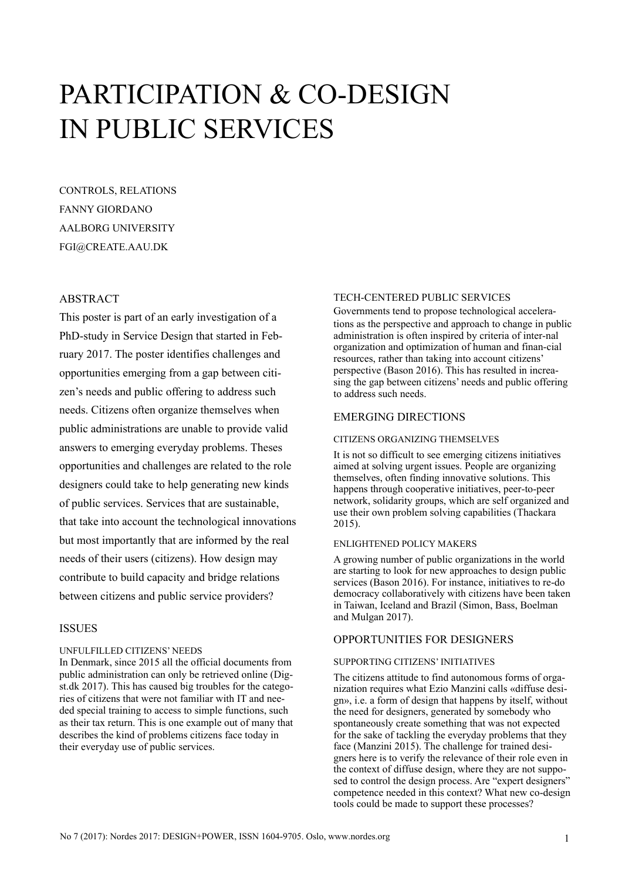# PARTICIPATION & CO-DESIGN IN PUBLIC SERVICES

CONTROLS, RELATIONS
FANNY GIORDANO
AALBORG UNIVERSITY
FGI@CREATE.AAU.DK

## ABSTRACT

This poster is part of an early investigation of a PhD-study in Service Design that started in February 2017. The poster identifies challenges and opportunities emerging from a gap between citizen's needs and public offering to address such needs. Citizens often organize themselves when public administrations are unable to provide valid answers to emerging everyday problems. Theses opportunities and challenges are related to the role designers could take to help generating new kinds of public services. Services that are sustainable, that take into account the technological innovations but most importantly that are informed by the real needs of their users (citizens). How design may contribute to build capacity and bridge relations between citizens and public service providers?

## ISSUES

### UNFULFILLED CITIZENS' NEEDS

In Denmark, since 2015 all the official documents from public administration can only be retrieved online (Digst.dk 2017). This has caused big troubles for the categories of citizens that were not familiar with IT and needed special training to access to simple functions, such as their tax return. This is one example out of many that describes the kind of problems citizens face today in their everyday use of public services.

### TECH-CENTERED PUBLIC SERVICES

Governments tend to propose technological accelerations as the perspective and approach to change in public administration is often inspired by criteria of inter-nal organization and optimization of human and finan-cial resources, rather than taking into account citizens' perspective (Bason 2016). This has resulted in increasing the gap between citizens' needs and public offering to address such needs.

## EMERGING DIRECTIONS

### CITIZENS ORGANIZING THEMSELVES

It is not so difficult to see emerging citizens initiatives aimed at solving urgent issues. People are organizing themselves, often finding innovative solutions. This happens through cooperative initiatives, peer-to-peer network, solidarity groups, which are self organized and use their own problem solving capabilities (Thackara 2015).

### ENLIGHTENED POLICY MAKERS

A growing number of public organizations in the world are starting to look for new approaches to design public services (Bason 2016). For instance, initiatives to re-do democracy collaboratively with citizens have been taken in Taiwan, Iceland and Brazil (Simon, Bass, Boelman and Mulgan 2017).

## OPPORTUNITIES FOR DESIGNERS

### SUPPORTING CITIZENS' INITIATIVES

The citizens attitude to find autonomous forms of organization requires what Ezio Manzini calls «diffuse design», i.e. a form of design that happens by itself, without the need for designers, generated by somebody who spontaneously create something that was not expected for the sake of tackling the everyday problems that they face (Manzini 2015). The challenge for trained designers here is to verify the relevance of their role even in the context of diffuse design, where they are not supposed to control the design process. Are "expert designers" competence needed in this context? What new co-design tools could be made to support these processes?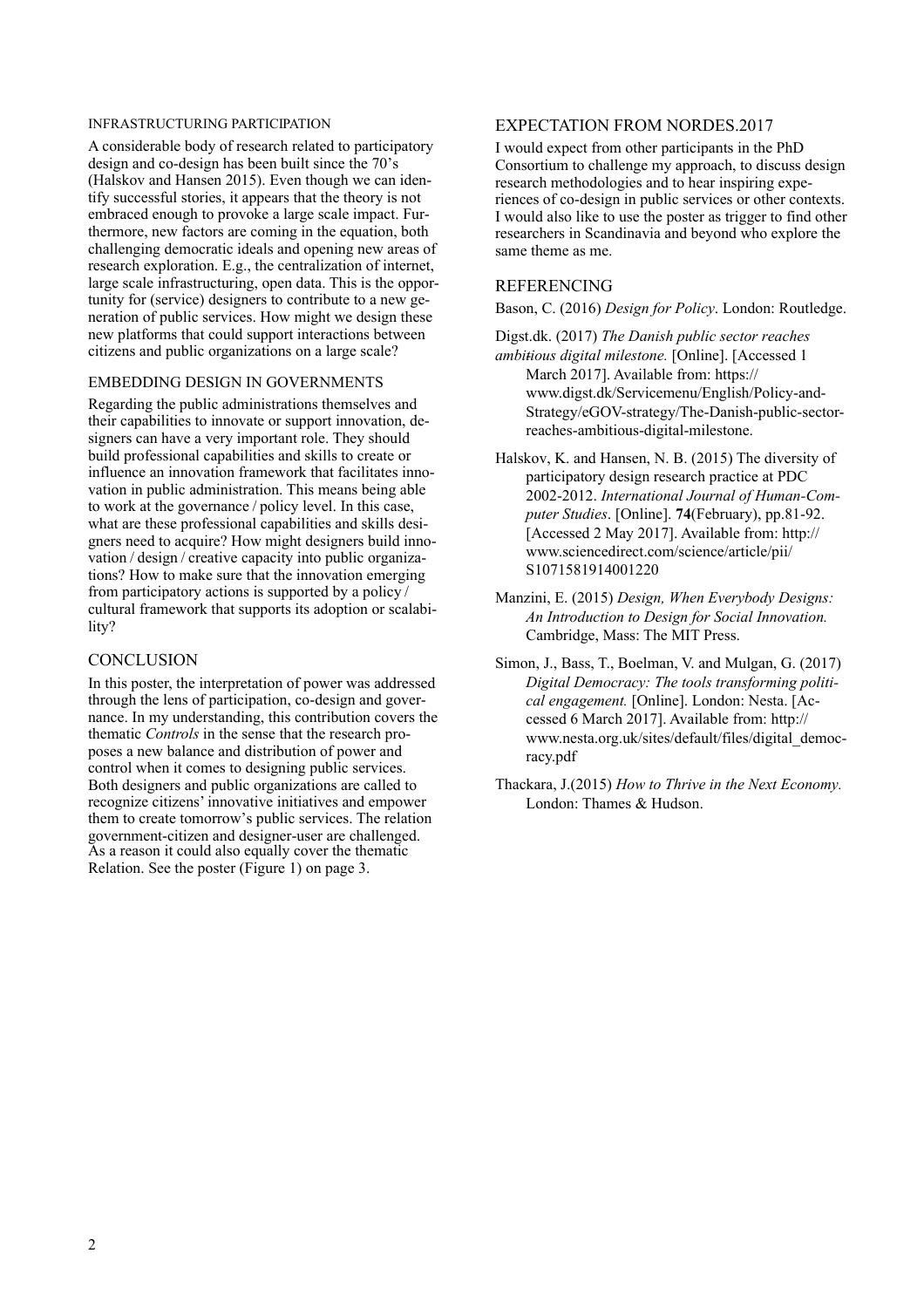### INFRASTRUCTURING PARTICIPATION

A considerable body of research related to participatory design and co-design has been built since the 70's (Halskov and Hansen 2015). Even though we can identify successful stories, it appears that the theory is not embraced enough to provoke a large scale impact. Furthermore, new factors are coming in the equation, both challenging democratic ideals and opening new areas of research exploration. E.g., the centralization of internet, large scale infrastructuring, open data. This is the opportunity for (service) designers to contribute to a new generation of public services. How might we design these new platforms that could support interactions between citizens and public organizations on a large scale?

### EMBEDDING DESIGN IN GOVERNMENTS

Regarding the public administrations themselves and their capabilities to innovate or support innovation, designers can have a very important role. They should build professional capabilities and skills to create or influence an innovation framework that facilitates innovation in public administration. This means being able to work at the governance / policy level. In this case, what are these professional capabilities and skills designers need to acquire? How might designers build innovation / design / creative capacity into public organizations? How to make sure that the innovation emerging from participatory actions is supported by a policy / cultural framework that supports its adoption or scalability?

## CONCLUSION

In this poster, the interpretation of power was addressed through the lens of participation, co-design and governance. In my understanding, this contribution covers the thematic *Controls* in the sense that the research proposes a new balance and distribution of power and control when it comes to designing public services. Both designers and public organizations are called to recognize citizens' innovative initiatives and empower them to create tomorrow's public services. The relation government-citizen and designer-user are challenged. As a reason it could also equally cover the thematic Relation. See the poster (Figure 1) on page 3.

## EXPECTATION FROM NORDES.2017

I would expect from other participants in the PhD Consortium to challenge my approach, to discuss design research methodologies and to hear inspiring experiences of co-design in public services or other contexts. I would also like to use the poster as trigger to find other researchers in Scandinavia and beyond who explore the same theme as me.

## REFERENCING

Bason, C. (2016) *Design for Policy*. London: Routledge.

Digst.dk. (2017) *The Danish public sector reaches ambitious digital milestone.* [Online]. [Accessed 1 March 2017]. Available from: https://www.digst.dk/Servicemenu/English/Policy-and-Strategy/eGOV-strategy/The-Danish-public-sector-reaches-ambitious-digital-milestone.

Halskov, K. and Hansen, N. B. (2015) The diversity of participatory design research practice at PDC 2002-2012. *International Journal of Human-Computer Studies*. [Online]. **74**(February), pp.81-92. [Accessed 2 May 2017]. Available from: http://www.sciencedirect.com/science/article/pii/S1071581914001220

Manzini, E. (2015) *Design, When Everybody Designs: An Introduction to Design for Social Innovation.* Cambridge, Mass: The MIT Press.

Simon, J., Bass, T., Boelman, V. and Mulgan, G. (2017) *Digital Democracy: The tools transforming political engagement.* [Online]. London: Nesta. [Accessed 6 March 2017]. Available from: http://www.nesta.org.uk/sites/default/files/digital_democracy.pdf

Thackara, J.(2015) *How to Thrive in the Next Economy.* London: Thames & Hudson.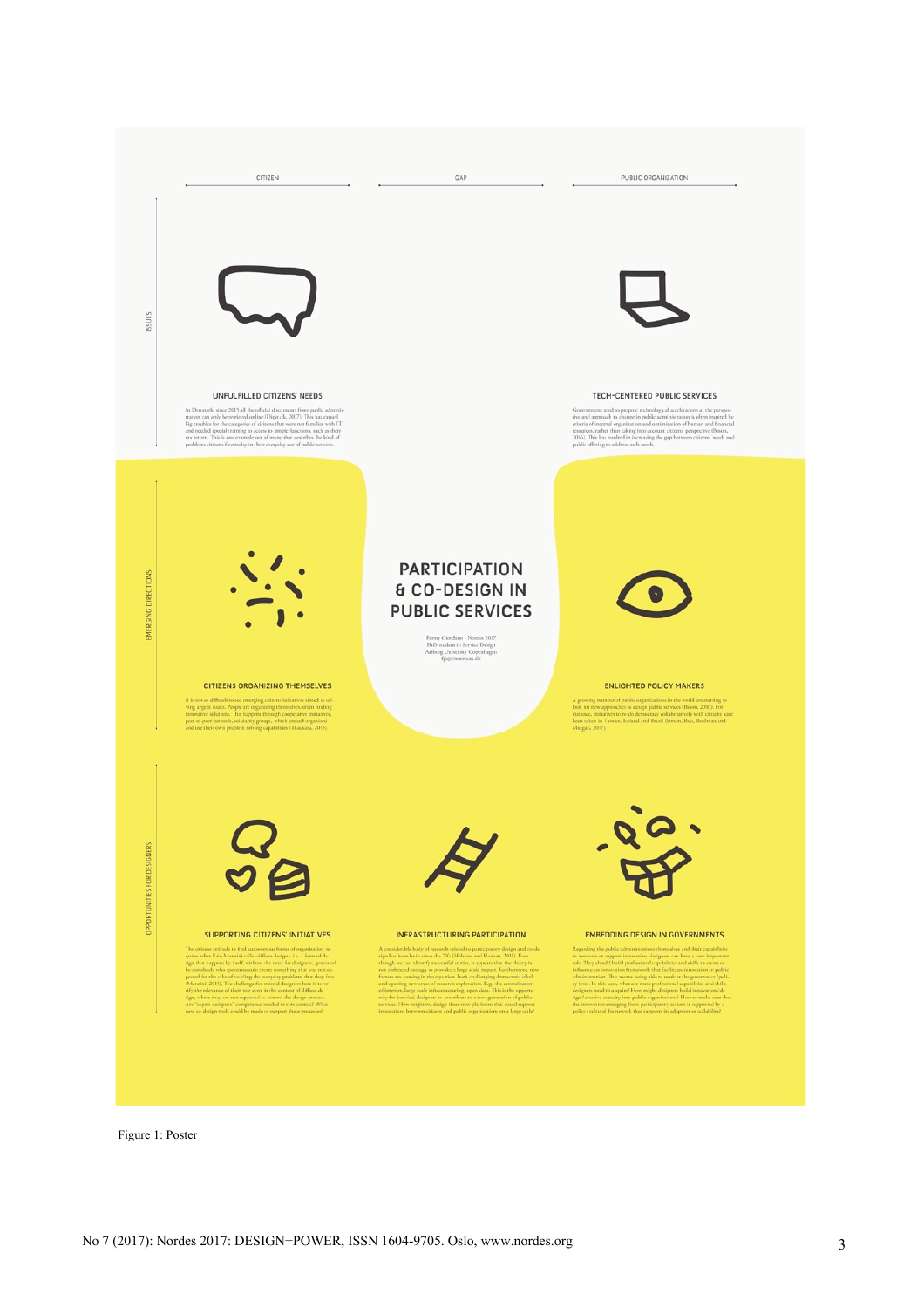CITIZEN | GAP | PUBLIC ORGANIZATION

ISSUES

UNFULFILLED CITIZENS' NEEDS

In Denmark, since 2015 all the official documents from public administration can only be retrieved online (Digst.dk, 2017). This has caused big troubles for the categories of citizens that were not familiar with IT and needed special training to access to simple functions, such as their tax return. This is one example out of many that describes the kind of problems citizens face today in their everyday use of public services.

TECH-CENTERED PUBLIC SERVICES

Governments tend to propose technological acceleration as the perspective and approach to change in public administration is often inspired by criteria of internal organization and optimization of human and financial resources, rather than taking into account citizens' perspective (Bason, 2016). This has resulted in increasing the gap between citizens' needs and public offering to address such needs.

EMERGING DIRECTIONS

PARTICIPATION & CO-DESIGN IN PUBLIC SERVICES

Fanny Giordano - Nordes 2017
PhD student in Service Design
Aalborg University Copenhagen
fgi@create.aau.dk

CITIZENS ORGANIZING THEMSELVES

It is not so difficult to see emerging citizens' initiatives aimed at solving urgent issues. People are organizing themselves, often finding innovative solutions. This happens through cooperative initiatives, peer-to-peer network, solidarity groups, which are self-organized and use their own problem solving capabilities (Thackara, 2015).

ENLIGHTED POLICY MAKERS

A growing number of public organizations in the world are starting to look for new approaches to design public services (Bason, 2016). For instance, initiatives to re-do democracy collaboratively with citizens have been taken in Taiwan, Iceland and Brazil (Simon, Bass, Boelman and Mulgan, 2017).

OPPORTUNITIES FOR DESIGNERS

SUPPORTING CITIZENS' INITIATIVES

The citizens attitude to find autonomous forms of organization acquires what Ezio Manzini calls diffuse design, i.e. a form of design that happens by itself, without the need for designers, generated by somebody who spontaneously create something that was not expected for the sake of tackling the everyday problems that they face (Manzini, 2015). The challenge for trained designers here is to re-tify the relevance of their role even in the context of diffuse design, where they are not supposed to control the design process. Are "expert designers" competence needed in this context? What new co-design tools could be made to support these processes?

INFRASTRUCTURING PARTICIPATION

A considerable body of research related to participatory design and co-design has been built since the 70s (Halskov and Hansen, 2015). Even though we can identify successful stories, it appears that the theory is not embraced enough to provoke a large scale impact. Furthermore, new factors are coming in the equation, both challenging democratic ideals and opening new areas of research exploration. E.g., the centralization of internet, large scale infrastructuring, open data. This is the opportunity for (service) designers to contribute to a new generation of public services. How might we design these new platforms that could support interactions between citizens and public organizations on a large scale?

EMBEDDING DESIGN IN GOVERNMENTS

Regarding the public administrations themselves and their capabilities to innovate or support innovation, designers can have a very important role. They should build professional capabilities and skills to create or influence an innovation framework that facilitates innovation in public administration. This means being able to work at the governance/policy level. In this case, what are these professional capabilities and skills designers need to acquire? How might designers build innovation (design/creative capacity) into public organizations? How to make sure that the innovation emerging from participatory actions is supported by a policy/cultural framework that supports its adoption or scalability?

Figure 1: Poster